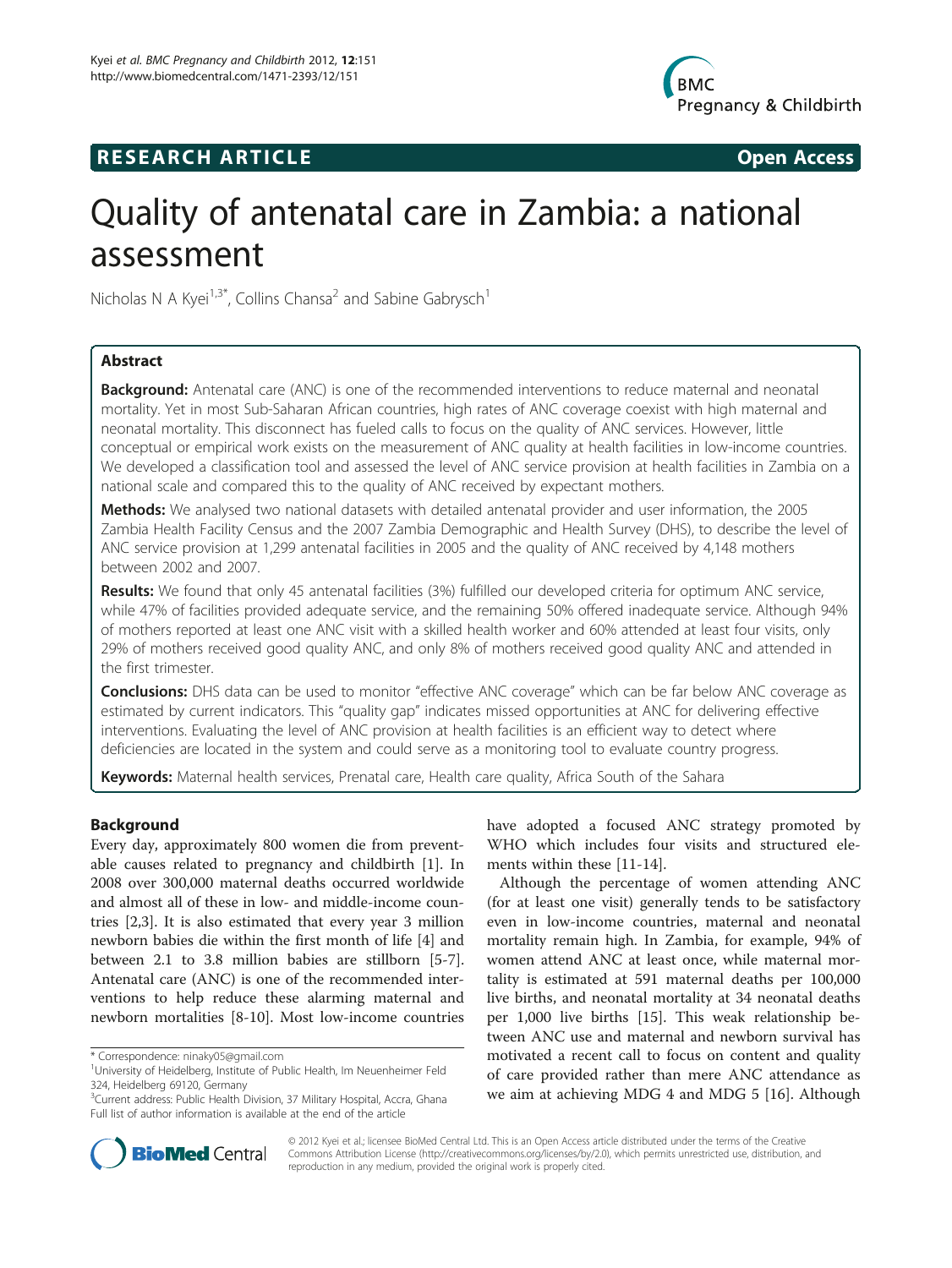**RESEARCH ARTICLE** **Open Access**

# Quality of antenatal care in Zambia: a national assessment

Nicholas N A Kyei[1,3*], Collins Chansa[2] and Sabine Gabrysch[1]

## Abstract

**Background:** Antenatal care (ANC) is one of the recommended interventions to reduce maternal and neonatal mortality. Yet in most Sub-Saharan African countries, high rates of ANC coverage coexist with high maternal and neonatal mortality. This disconnect has fueled calls to focus on the quality of ANC services. However, little conceptual or empirical work exists on the measurement of ANC quality at health facilities in low-income countries. We developed a classification tool and assessed the level of ANC service provision at health facilities in Zambia on a national scale and compared this to the quality of ANC received by expectant mothers.

**Methods:** We analysed two national datasets with detailed antenatal provider and user information, the 2005 Zambia Health Facility Census and the 2007 Zambia Demographic and Health Survey (DHS), to describe the level of ANC service provision at 1,299 antenatal facilities in 2005 and the quality of ANC received by 4,148 mothers between 2002 and 2007.

**Results:** We found that only 45 antenatal facilities (3%) fulfilled our developed criteria for optimum ANC service, while 47% of facilities provided adequate service, and the remaining 50% offered inadequate service. Although 94% of mothers reported at least one ANC visit with a skilled health worker and 60% attended at least four visits, only 29% of mothers received good quality ANC, and only 8% of mothers received good quality ANC and attended in the first trimester.

**Conclusions:** DHS data can be used to monitor "effective ANC coverage" which can be far below ANC coverage as estimated by current indicators. This "quality gap" indicates missed opportunities at ANC for delivering effective interventions. Evaluating the level of ANC provision at health facilities is an efficient way to detect where deficiencies are located in the system and could serve as a monitoring tool to evaluate country progress.

**Keywords:** Maternal health services, Prenatal care, Health care quality, Africa South of the Sahara

## Background

Every day, approximately 800 women die from preventable causes related to pregnancy and childbirth [1]. In 2008 over 300,000 maternal deaths occurred worldwide and almost all of these in low- and middle-income countries [2,3]. It is also estimated that every year 3 million newborn babies die within the first month of life [4] and between 2.1 to 3.8 million babies are stillborn [5-7]. Antenatal care (ANC) is one of the recommended interventions to help reduce these alarming maternal and newborn mortalities [8-10]. Most low-income countries have adopted a focused ANC strategy promoted by WHO which includes four visits and structured elements within these [11-14].

Although the percentage of women attending ANC (for at least one visit) generally tends to be satisfactory even in low-income countries, maternal and neonatal mortality remain high. In Zambia, for example, 94% of women attend ANC at least once, while maternal mortality is estimated at 591 maternal deaths per 100,000 live births, and neonatal mortality at 34 neonatal deaths per 1,000 live births [15]. This weak relationship between ANC use and maternal and newborn survival has motivated a recent call to focus on content and quality of care provided rather than mere ANC attendance as we aim at achieving MDG 4 and MDG 5 [16]. Although

\* Correspondence: ninaky05@gmail.com

[1]University of Heidelberg, Institute of Public Health, Im Neuenheimer Feld 324, Heidelberg 69120, Germany

[3]Current address: Public Health Division, 37 Military Hospital, Accra, Ghana

Full list of author information is available at the end of the article

© 2012 Kyei et al.; licensee BioMed Central Ltd. This is an Open Access article distributed under the terms of the Creative Commons Attribution License (http://creativecommons.org/licenses/by/2.0), which permits unrestricted use, distribution, and reproduction in any medium, provided the original work is properly cited.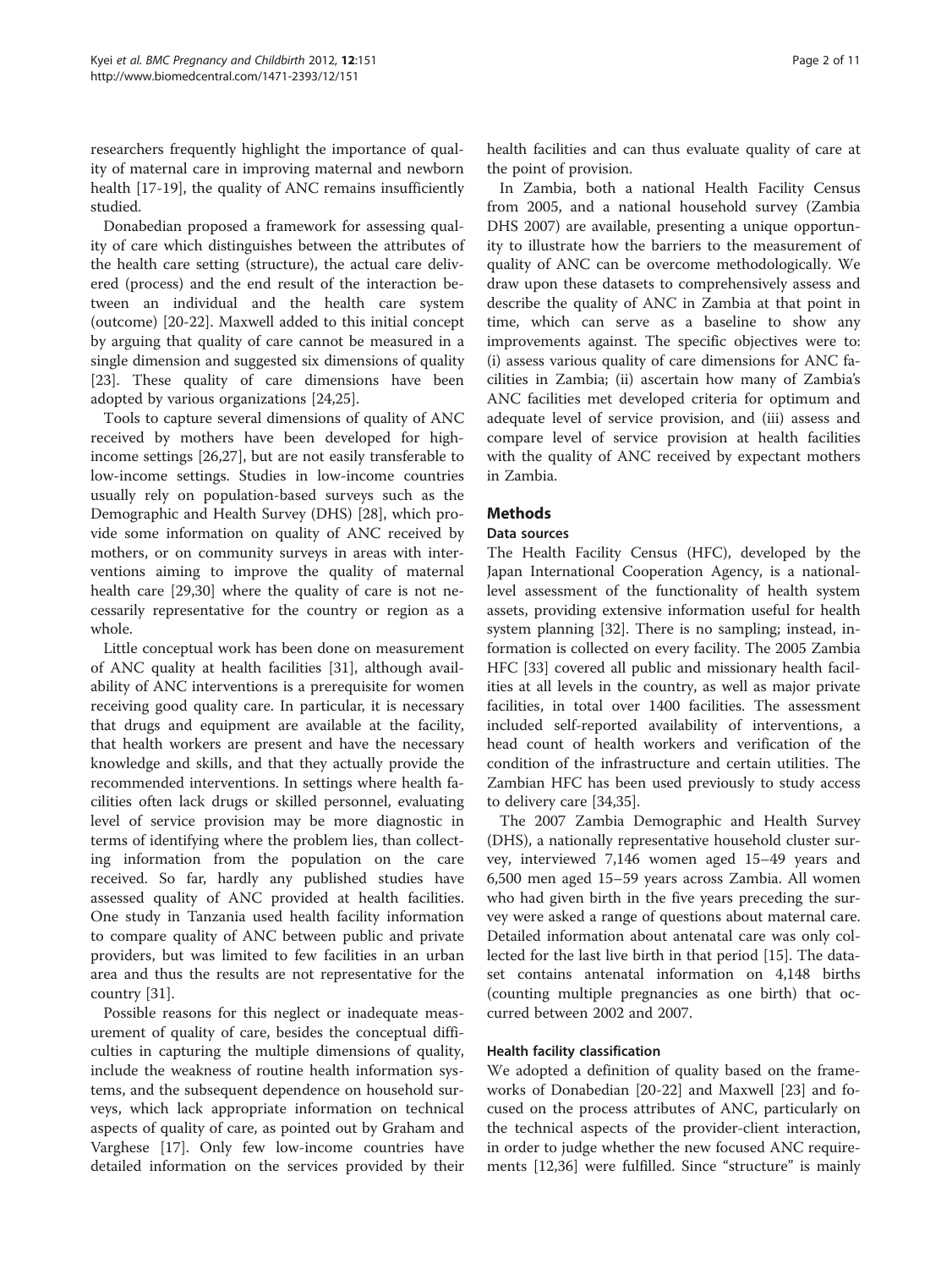researchers frequently highlight the importance of quality of maternal care in improving maternal and newborn health [17-19], the quality of ANC remains insufficiently studied.

Donabedian proposed a framework for assessing quality of care which distinguishes between the attributes of the health care setting (structure), the actual care delivered (process) and the end result of the interaction between an individual and the health care system (outcome) [20-22]. Maxwell added to this initial concept by arguing that quality of care cannot be measured in a single dimension and suggested six dimensions of quality [23]. These quality of care dimensions have been adopted by various organizations [24,25].

Tools to capture several dimensions of quality of ANC received by mothers have been developed for high-income settings [26,27], but are not easily transferable to low-income settings. Studies in low-income countries usually rely on population-based surveys such as the Demographic and Health Survey (DHS) [28], which provide some information on quality of ANC received by mothers, or on community surveys in areas with interventions aiming to improve the quality of maternal health care [29,30] where the quality of care is not necessarily representative for the country or region as a whole.

Little conceptual work has been done on measurement of ANC quality at health facilities [31], although availability of ANC interventions is a prerequisite for women receiving good quality care. In particular, it is necessary that drugs and equipment are available at the facility, that health workers are present and have the necessary knowledge and skills, and that they actually provide the recommended interventions. In settings where health facilities often lack drugs or skilled personnel, evaluating level of service provision may be more diagnostic in terms of identifying where the problem lies, than collecting information from the population on the care received. So far, hardly any published studies have assessed quality of ANC provided at health facilities. One study in Tanzania used health facility information to compare quality of ANC between public and private providers, but was limited to few facilities in an urban area and thus the results are not representative for the country [31].

Possible reasons for this neglect or inadequate measurement of quality of care, besides the conceptual difficulties in capturing the multiple dimensions of quality, include the weakness of routine health information systems, and the subsequent dependence on household surveys, which lack appropriate information on technical aspects of quality of care, as pointed out by Graham and Varghese [17]. Only few low-income countries have detailed information on the services provided by their health facilities and can thus evaluate quality of care at the point of provision.

In Zambia, both a national Health Facility Census from 2005, and a national household survey (Zambia DHS 2007) are available, presenting a unique opportunity to illustrate how the barriers to the measurement of quality of ANC can be overcome methodologically. We draw upon these datasets to comprehensively assess and describe the quality of ANC in Zambia at that point in time, which can serve as a baseline to show any improvements against. The specific objectives were to: (i) assess various quality of care dimensions for ANC facilities in Zambia; (ii) ascertain how many of Zambia's ANC facilities met developed criteria for optimum and adequate level of service provision, and (iii) assess and compare level of service provision at health facilities with the quality of ANC received by expectant mothers in Zambia.

## Methods

### Data sources

The Health Facility Census (HFC), developed by the Japan International Cooperation Agency, is a national-level assessment of the functionality of health system assets, providing extensive information useful for health system planning [32]. There is no sampling; instead, information is collected on every facility. The 2005 Zambia HFC [33] covered all public and missionary health facilities at all levels in the country, as well as major private facilities, in total over 1400 facilities. The assessment included self-reported availability of interventions, a head count of health workers and verification of the condition of the infrastructure and certain utilities. The Zambian HFC has been used previously to study access to delivery care [34,35].

The 2007 Zambia Demographic and Health Survey (DHS), a nationally representative household cluster survey, interviewed 7,146 women aged 15–49 years and 6,500 men aged 15–59 years across Zambia. All women who had given birth in the five years preceding the survey were asked a range of questions about maternal care. Detailed information about antenatal care was only collected for the last live birth in that period [15]. The dataset contains antenatal information on 4,148 births (counting multiple pregnancies as one birth) that occurred between 2002 and 2007.

### Health facility classification

We adopted a definition of quality based on the frameworks of Donabedian [20-22] and Maxwell [23] and focused on the process attributes of ANC, particularly on the technical aspects of the provider-client interaction, in order to judge whether the new focused ANC requirements [12,36] were fulfilled. Since "structure" is mainly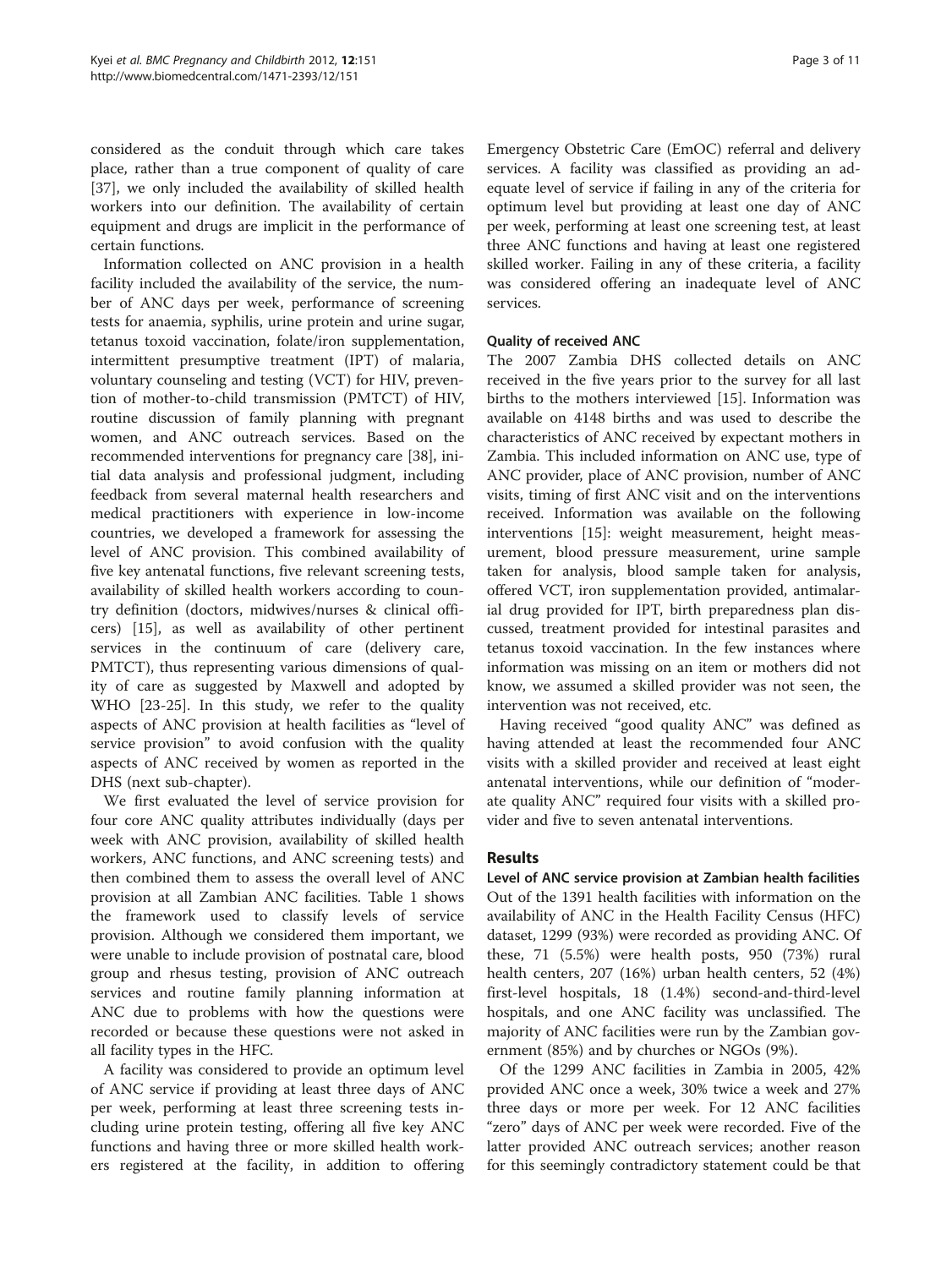considered as the conduit through which care takes place, rather than a true component of quality of care [37], we only included the availability of skilled health workers into our definition. The availability of certain equipment and drugs are implicit in the performance of certain functions.

Information collected on ANC provision in a health facility included the availability of the service, the number of ANC days per week, performance of screening tests for anaemia, syphilis, urine protein and urine sugar, tetanus toxoid vaccination, folate/iron supplementation, intermittent presumptive treatment (IPT) of malaria, voluntary counseling and testing (VCT) for HIV, prevention of mother-to-child transmission (PMTCT) of HIV, routine discussion of family planning with pregnant women, and ANC outreach services. Based on the recommended interventions for pregnancy care [38], initial data analysis and professional judgment, including feedback from several maternal health researchers and medical practitioners with experience in low-income countries, we developed a framework for assessing the level of ANC provision. This combined availability of five key antenatal functions, five relevant screening tests, availability of skilled health workers according to country definition (doctors, midwives/nurses & clinical officers) [15], as well as availability of other pertinent services in the continuum of care (delivery care, PMTCT), thus representing various dimensions of quality of care as suggested by Maxwell and adopted by WHO [23-25]. In this study, we refer to the quality aspects of ANC provision at health facilities as "level of service provision" to avoid confusion with the quality aspects of ANC received by women as reported in the DHS (next sub-chapter).

We first evaluated the level of service provision for four core ANC quality attributes individually (days per week with ANC provision, availability of skilled health workers, ANC functions, and ANC screening tests) and then combined them to assess the overall level of ANC provision at all Zambian ANC facilities. Table 1 shows the framework used to classify levels of service provision. Although we considered them important, we were unable to include provision of postnatal care, blood group and rhesus testing, provision of ANC outreach services and routine family planning information at ANC due to problems with how the questions were recorded or because these questions were not asked in all facility types in the HFC.

A facility was considered to provide an optimum level of ANC service if providing at least three days of ANC per week, performing at least three screening tests including urine protein testing, offering all five key ANC functions and having three or more skilled health workers registered at the facility, in addition to offering Emergency Obstetric Care (EmOC) referral and delivery services. A facility was classified as providing an adequate level of service if failing in any of the criteria for optimum level but providing at least one day of ANC per week, performing at least one screening test, at least three ANC functions and having at least one registered skilled worker. Failing in any of these criteria, a facility was considered offering an inadequate level of ANC services.

### Quality of received ANC

The 2007 Zambia DHS collected details on ANC received in the five years prior to the survey for all last births to the mothers interviewed [15]. Information was available on 4148 births and was used to describe the characteristics of ANC received by expectant mothers in Zambia. This included information on ANC use, type of ANC provider, place of ANC provision, number of ANC visits, timing of first ANC visit and on the interventions received. Information was available on the following interventions [15]: weight measurement, height measurement, blood pressure measurement, urine sample taken for analysis, blood sample taken for analysis, offered VCT, iron supplementation provided, antimalarial drug provided for IPT, birth preparedness plan discussed, treatment provided for intestinal parasites and tetanus toxoid vaccination. In the few instances where information was missing on an item or mothers did not know, we assumed a skilled provider was not seen, the intervention was not received, etc.

Having received "good quality ANC" was defined as having attended at least the recommended four ANC visits with a skilled provider and received at least eight antenatal interventions, while our definition of "moderate quality ANC" required four visits with a skilled provider and five to seven antenatal interventions.

## Results

### Level of ANC service provision at Zambian health facilities

Out of the 1391 health facilities with information on the availability of ANC in the Health Facility Census (HFC) dataset, 1299 (93%) were recorded as providing ANC. Of these, 71 (5.5%) were health posts, 950 (73%) rural health centers, 207 (16%) urban health centers, 52 (4%) first-level hospitals, 18 (1.4%) second-and-third-level hospitals, and one ANC facility was unclassified. The majority of ANC facilities were run by the Zambian government (85%) and by churches or NGOs (9%).

Of the 1299 ANC facilities in Zambia in 2005, 42% provided ANC once a week, 30% twice a week and 27% three days or more per week. For 12 ANC facilities "zero" days of ANC per week were recorded. Five of the latter provided ANC outreach services; another reason for this seemingly contradictory statement could be that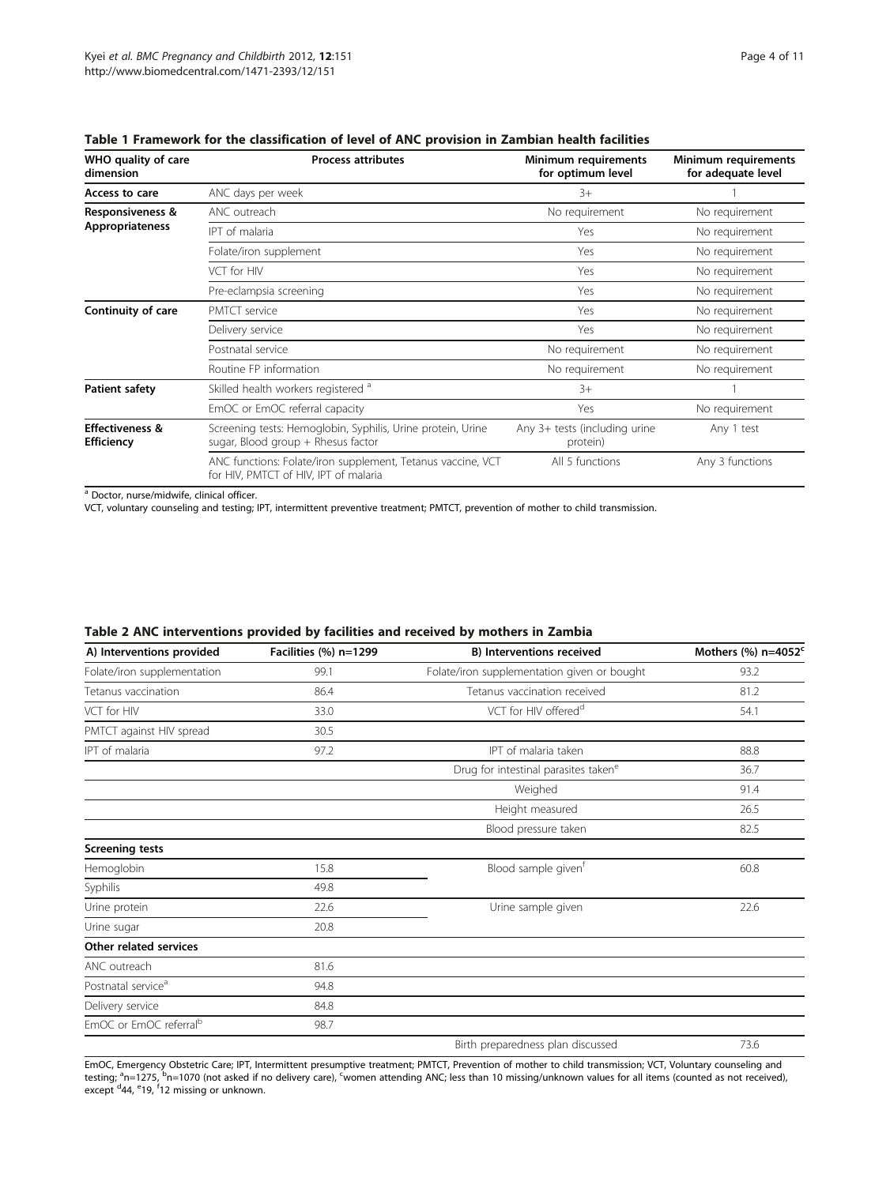**Table 1 Framework for the classification of level of ANC provision in Zambian health facilities**

| WHO quality of care dimension | Process attributes | Minimum requirements for optimum level | Minimum requirements for adequate level |
|---|---|---|---|
| **Access to care** | ANC days per week | 3+ | 1 |
| **Responsiveness & Appropriateness** | ANC outreach | No requirement | No requirement |
| | IPT of malaria | Yes | No requirement |
| | Folate/iron supplement | Yes | No requirement |
| | VCT for HIV | Yes | No requirement |
| | Pre-eclampsia screening | Yes | No requirement |
| **Continuity of care** | PMTCT service | Yes | No requirement |
| | Delivery service | Yes | No requirement |
| | Postnatal service | No requirement | No requirement |
| | Routine FP information | No requirement | No requirement |
| **Patient safety** | Skilled health workers registered [a] | 3+ | 1 |
| | EmOC or EmOC referral capacity | Yes | No requirement |
| **Effectiveness & Efficiency** | Screening tests: Hemoglobin, Syphilis, Urine protein, Urine sugar, Blood group + Rhesus factor | Any 3+ tests (including urine protein) | Any 1 test |
| | ANC functions: Folate/iron supplement, Tetanus vaccine, VCT for HIV, PMTCT of HIV, IPT of malaria | All 5 functions | Any 3 functions |

[a] Doctor, nurse/midwife, clinical officer.
VCT, voluntary counseling and testing; IPT, intermittent preventive treatment; PMTCT, prevention of mother to child transmission.

**Table 2 ANC interventions provided by facilities and received by mothers in Zambia**

| A) Interventions provided | Facilities (%) n=1299 | B) Interventions received | Mothers (%) n=4052[c] |
|---|---|---|---|
| Folate/iron supplementation | 99.1 | Folate/iron supplementation given or bought | 93.2 |
| Tetanus vaccination | 86.4 | Tetanus vaccination received | 81.2 |
| VCT for HIV | 33.0 | VCT for HIV offered[d] | 54.1 |
| PMTCT against HIV spread | 30.5 | | |
| IPT of malaria | 97.2 | IPT of malaria taken | 88.8 |
| | | Drug for intestinal parasites taken[e] | 36.7 |
| | | Weighed | 91.4 |
| | | Height measured | 26.5 |
| | | Blood pressure taken | 82.5 |
| **Screening tests** | | | |
| Hemoglobin | 15.8 | Blood sample given[f] | 60.8 |
| Syphilis | 49.8 | | |
| Urine protein | 22.6 | Urine sample given | 22.6 |
| Urine sugar | 20.8 | | |
| **Other related services** | | | |
| ANC outreach | 81.6 | | |
| Postnatal service[a] | 94.8 | | |
| Delivery service | 84.8 | | |
| EmOC or EmOC referral[b] | 98.7 | | |
| | | Birth preparedness plan discussed | 73.6 |

EmOC, Emergency Obstetric Care; IPT, Intermittent presumptive treatment; PMTCT, Prevention of mother to child transmission; VCT, Voluntary counseling and testing; [a]n=1275, [b]n=1070 (not asked if no delivery care), [c]women attending ANC; less than 10 missing/unknown values for all items (counted as not received), except [d]44, [e]19, [f]12 missing or unknown.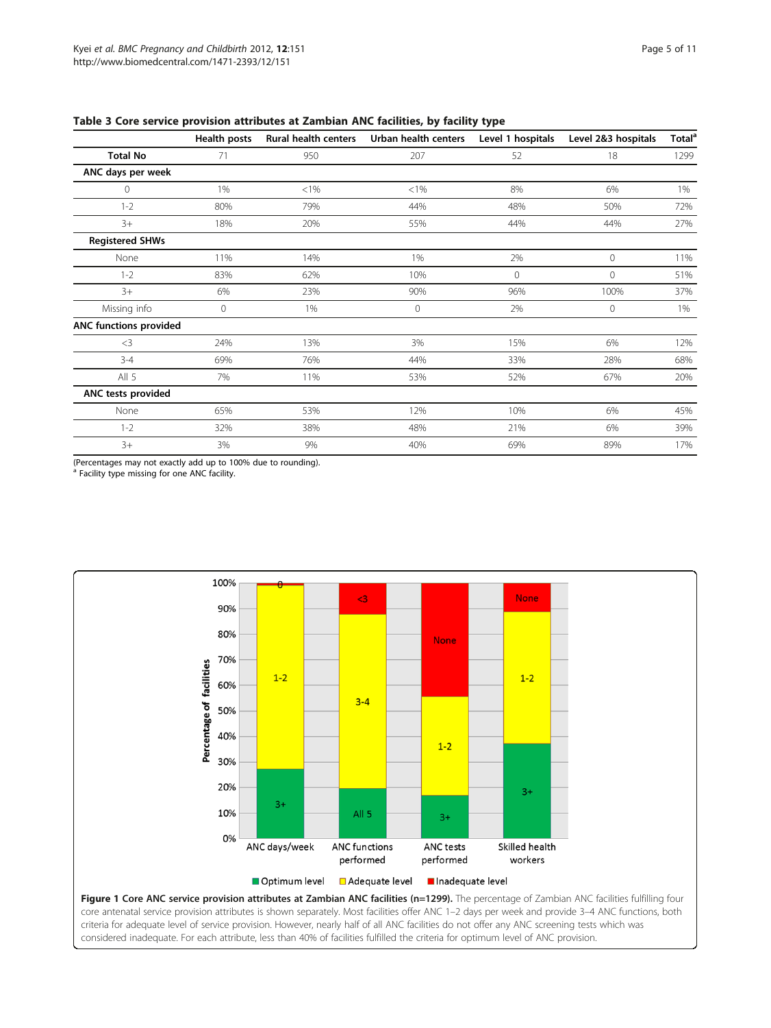**Table 3 Core service provision attributes at Zambian ANC facilities, by facility type**

| | Health posts | Rural health centers | Urban health centers | Level 1 hospitals | Level 2&3 hospitals | Total[a] |
|---|---|---|---|---|---|---|
| **Total No** | 71 | 950 | 207 | 52 | 18 | 1299 |
| **ANC days per week** | | | | | | |
| 0 | 1% | <1% | <1% | 8% | 6% | 1% |
| 1-2 | 80% | 79% | 44% | 48% | 50% | 72% |
| 3+ | 18% | 20% | 55% | 44% | 44% | 27% |
| **Registered SHWs** | | | | | | |
| None | 11% | 14% | 1% | 2% | 0 | 11% |
| 1-2 | 83% | 62% | 10% | 0 | 0 | 51% |
| 3+ | 6% | 23% | 90% | 96% | 100% | 37% |
| Missing info | 0 | 1% | 0 | 2% | 0 | 1% |
| **ANC functions provided** | | | | | | |
| <3 | 24% | 13% | 3% | 15% | 6% | 12% |
| 3-4 | 69% | 76% | 44% | 33% | 28% | 68% |
| All 5 | 7% | 11% | 53% | 52% | 67% | 20% |
| **ANC tests provided** | | | | | | |
| None | 65% | 53% | 12% | 10% | 6% | 45% |
| 1-2 | 32% | 38% | 48% | 21% | 6% | 39% |
| 3+ | 3% | 9% | 40% | 69% | 89% | 17% |

(Percentages may not exactly add up to 100% due to rounding).
[a] Facility type missing for one ANC facility.

**Figure 1 Core ANC service provision attributes at Zambian ANC facilities (n=1299).** The percentage of Zambian ANC facilities fulfilling four core antenatal service provision attributes is shown separately. Most facilities offer ANC 1–2 days per week and provide 3–4 ANC functions, both criteria for adequate level of service provision. However, nearly half of all ANC facilities do not offer any ANC screening tests which was considered inadequate. For each attribute, less than 40% of facilities fulfilled the criteria for optimum level of ANC provision.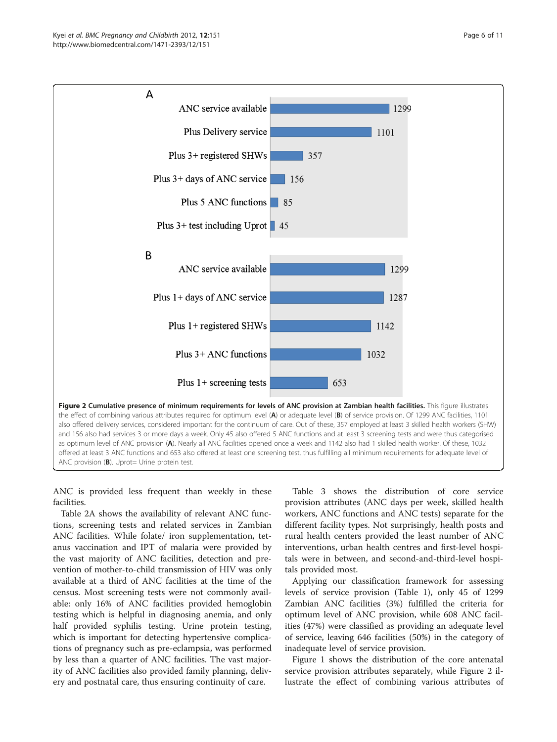**Figure 2 Cumulative presence of minimum requirements for levels of ANC provision at Zambian health facilities.** This figure illustrates the effect of combining various attributes required for optimum level (**A**) or adequate level (**B**) of service provision. Of 1299 ANC facilities, 1101 also offered delivery services, considered important for the continuum of care. Out of these, 357 employed at least 3 skilled health workers (SHW) and 156 also had services 3 or more days a week. Only 45 also offered 5 ANC functions and at least 3 screening tests and were thus categorised as optimum level of ANC provision (**A**). Nearly all ANC facilities opened once a week and 1142 also had 1 skilled health worker. Of these, 1032 offered at least 3 ANC functions and 653 also offered at least one screening test, thus fulfilling all minimum requirements for adequate level of ANC provision (**B**). Uprot= Urine protein test.

ANC is provided less frequent than weekly in these facilities.

Table 2A shows the availability of relevant ANC functions, screening tests and related services in Zambian ANC facilities. While folate/ iron supplementation, tetanus vaccination and IPT of malaria were provided by the vast majority of ANC facilities, detection and prevention of mother-to-child transmission of HIV was only available at a third of ANC facilities at the time of the census. Most screening tests were not commonly available: only 16% of ANC facilities provided hemoglobin testing which is helpful in diagnosing anemia, and only half provided syphilis testing. Urine protein testing, which is important for detecting hypertensive complications of pregnancy such as pre-eclampsia, was performed by less than a quarter of ANC facilities. The vast majority of ANC facilities also provided family planning, delivery and postnatal care, thus ensuring continuity of care.

Table 3 shows the distribution of core service provision attributes (ANC days per week, skilled health workers, ANC functions and ANC tests) separate for the different facility types. Not surprisingly, health posts and rural health centers provided the least number of ANC interventions, urban health centres and first-level hospitals were in between, and second-and-third-level hospitals provided most.

Applying our classification framework for assessing levels of service provision (Table 1), only 45 of 1299 Zambian ANC facilities (3%) fulfilled the criteria for optimum level of ANC provision, while 608 ANC facilities (47%) were classified as providing an adequate level of service, leaving 646 facilities (50%) in the category of inadequate level of service provision.

Figure 1 shows the distribution of the core antenatal service provision attributes separately, while Figure 2 illustrate the effect of combining various attributes of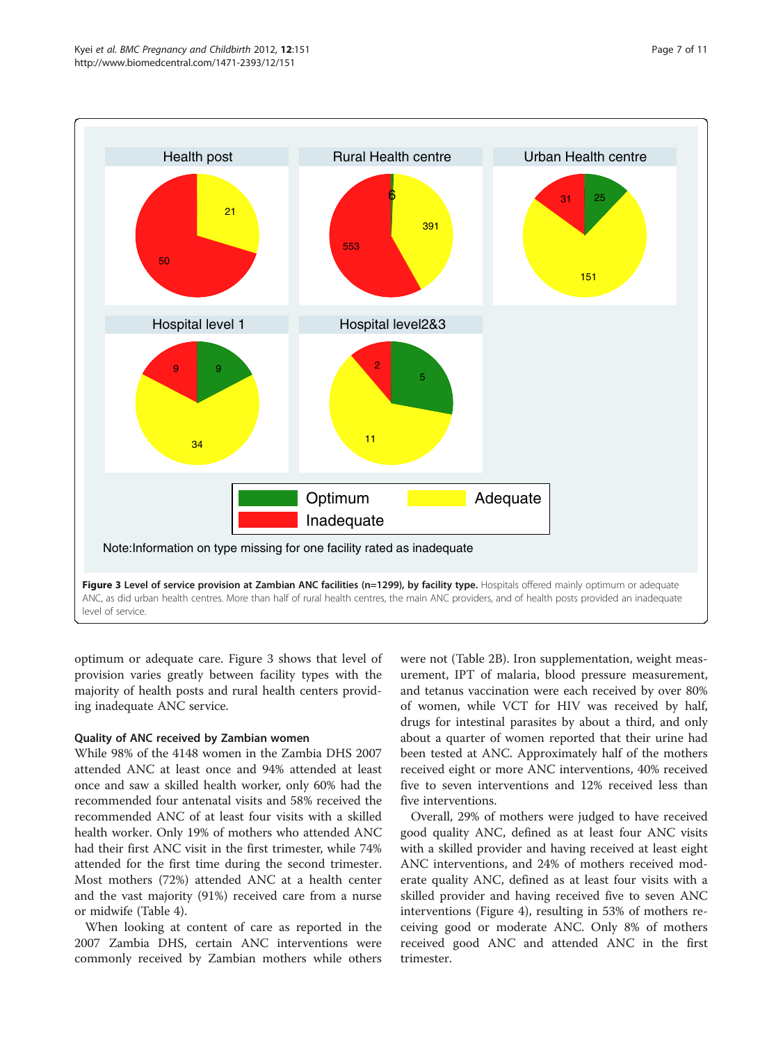**Figure 3 Level of service provision at Zambian ANC facilities (n=1299), by facility type.** Hospitals offered mainly optimum or adequate ANC, as did urban health centres. More than half of rural health centres, the main ANC providers, and of health posts provided an inadequate level of service.

optimum or adequate care. Figure 3 shows that level of provision varies greatly between facility types with the majority of health posts and rural health centers providing inadequate ANC service.

### Quality of ANC received by Zambian women

While 98% of the 4148 women in the Zambia DHS 2007 attended ANC at least once and 94% attended at least once and saw a skilled health worker, only 60% had the recommended four antenatal visits and 58% received the recommended ANC of at least four visits with a skilled health worker. Only 19% of mothers who attended ANC had their first ANC visit in the first trimester, while 74% attended for the first time during the second trimester. Most mothers (72%) attended ANC at a health center and the vast majority (91%) received care from a nurse or midwife (Table 4).

When looking at content of care as reported in the 2007 Zambia DHS, certain ANC interventions were commonly received by Zambian mothers while others were not (Table 2B). Iron supplementation, weight measurement, IPT of malaria, blood pressure measurement, and tetanus vaccination were each received by over 80% of women, while VCT for HIV was received by half, drugs for intestinal parasites by about a third, and only about a quarter of women reported that their urine had been tested at ANC. Approximately half of the mothers received eight or more ANC interventions, 40% received five to seven interventions and 12% received less than five interventions.

Overall, 29% of mothers were judged to have received good quality ANC, defined as at least four ANC visits with a skilled provider and having received at least eight ANC interventions, and 24% of mothers received moderate quality ANC, defined as at least four visits with a skilled provider and having received five to seven ANC interventions (Figure 4), resulting in 53% of mothers receiving good or moderate ANC. Only 8% of mothers received good ANC and attended ANC in the first trimester.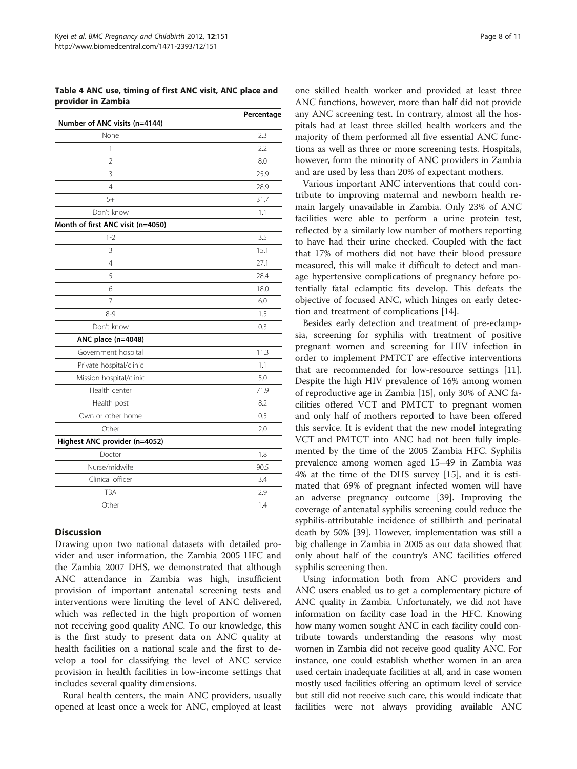**Table 4 ANC use, timing of first ANC visit, ANC place and provider in Zambia**

| | Percentage |
|---|---|
| **Number of ANC visits (n=4144)** | |
| None | 2.3 |
| 1 | 2.2 |
| 2 | 8.0 |
| 3 | 25.9 |
| 4 | 28.9 |
| 5+ | 31.7 |
| Don't know | 1.1 |
| **Month of first ANC visit (n=4050)** | |
| 1-2 | 3.5 |
| 3 | 15.1 |
| 4 | 27.1 |
| 5 | 28.4 |
| 6 | 18.0 |
| 7 | 6.0 |
| 8-9 | 1.5 |
| Don't know | 0.3 |
| **ANC place (n=4048)** | |
| Government hospital | 11.3 |
| Private hospital/clinic | 1.1 |
| Mission hospital/clinic | 5.0 |
| Health center | 71.9 |
| Health post | 8.2 |
| Own or other home | 0.5 |
| Other | 2.0 |
| **Highest ANC provider (n=4052)** | |
| Doctor | 1.8 |
| Nurse/midwife | 90.5 |
| Clinical officer | 3.4 |
| TBA | 2.9 |
| Other | 1.4 |

## Discussion

Drawing upon two national datasets with detailed provider and user information, the Zambia 2005 HFC and the Zambia 2007 DHS, we demonstrated that although ANC attendance in Zambia was high, insufficient provision of important antenatal screening tests and interventions were limiting the level of ANC delivered, which was reflected in the high proportion of women not receiving good quality ANC. To our knowledge, this is the first study to present data on ANC quality at health facilities on a national scale and the first to develop a tool for classifying the level of ANC service provision in health facilities in low-income settings that includes several quality dimensions.

Rural health centers, the main ANC providers, usually opened at least once a week for ANC, employed at least one skilled health worker and provided at least three ANC functions, however, more than half did not provide any ANC screening test. In contrary, almost all the hospitals had at least three skilled health workers and the majority of them performed all five essential ANC functions as well as three or more screening tests. Hospitals, however, form the minority of ANC providers in Zambia and are used by less than 20% of expectant mothers.

Various important ANC interventions that could contribute to improving maternal and newborn health remain largely unavailable in Zambia. Only 23% of ANC facilities were able to perform a urine protein test, reflected by a similarly low number of mothers reporting to have had their urine checked. Coupled with the fact that 17% of mothers did not have their blood pressure measured, this will make it difficult to detect and manage hypertensive complications of pregnancy before potentially fatal eclamptic fits develop. This defeats the objective of focused ANC, which hinges on early detection and treatment of complications [14].

Besides early detection and treatment of pre-eclampsia, screening for syphilis with treatment of positive pregnant women and screening for HIV infection in order to implement PMTCT are effective interventions that are recommended for low-resource settings [11]. Despite the high HIV prevalence of 16% among women of reproductive age in Zambia [15], only 30% of ANC facilities offered VCT and PMTCT to pregnant women and only half of mothers reported to have been offered this service. It is evident that the new model integrating VCT and PMTCT into ANC had not been fully implemented by the time of the 2005 Zambia HFC. Syphilis prevalence among women aged 15–49 in Zambia was 4% at the time of the DHS survey [15], and it is estimated that 69% of pregnant infected women will have an adverse pregnancy outcome [39]. Improving the coverage of antenatal syphilis screening could reduce the syphilis-attributable incidence of stillbirth and perinatal death by 50% [39]. However, implementation was still a big challenge in Zambia in 2005 as our data showed that only about half of the country's ANC facilities offered syphilis screening then.

Using information both from ANC providers and ANC users enabled us to get a complementary picture of ANC quality in Zambia. Unfortunately, we did not have information on facility case load in the HFC. Knowing how many women sought ANC in each facility could contribute towards understanding the reasons why most women in Zambia did not receive good quality ANC. For instance, one could establish whether women in an area used certain inadequate facilities at all, and in case women mostly used facilities offering an optimum level of service but still did not receive such care, this would indicate that facilities were not always providing available ANC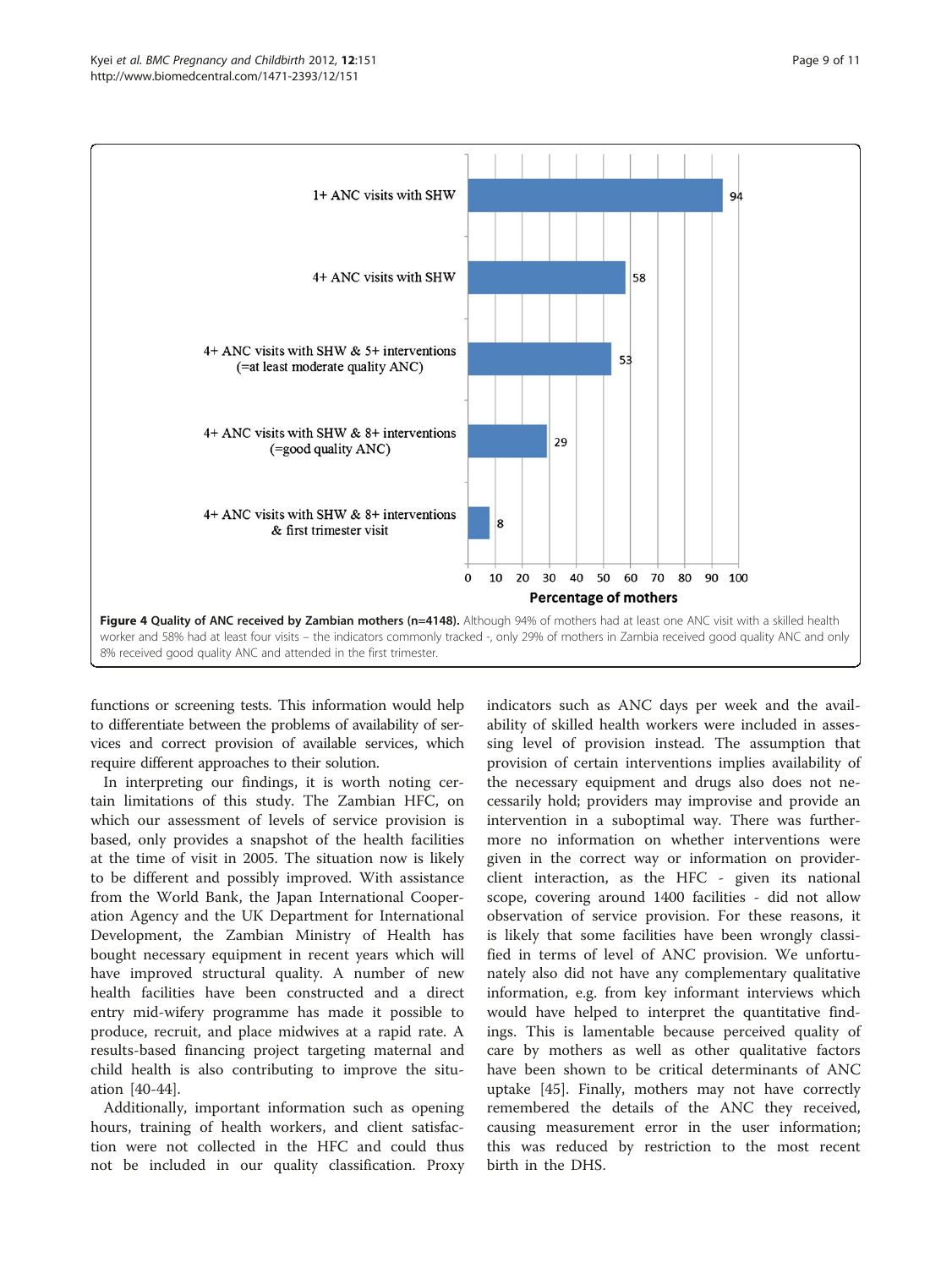1+ ANC visits with SHW
94

4+ ANC visits with SHW
58

4+ ANC visits with SHW & 5+ interventions (=at least moderate quality ANC)
53

4+ ANC visits with SHW & 8+ interventions (=good quality ANC)
29

4+ ANC visits with SHW & 8+ interventions & first trimester visit
8

0 10 20 30 40 50 60 70 80 90 100

Percentage of mothers

**Figure 4 Quality of ANC received by Zambian mothers (n=4148).** Although 94% of mothers had at least one ANC visit with a skilled health worker and 58% had at least four visits – the indicators commonly tracked -, only 29% of mothers in Zambia received good quality ANC and only 8% received good quality ANC and attended in the first trimester.

functions or screening tests. This information would help to differentiate between the problems of availability of services and correct provision of available services, which require different approaches to their solution.

In interpreting our findings, it is worth noting certain limitations of this study. The Zambian HFC, on which our assessment of levels of service provision is based, only provides a snapshot of the health facilities at the time of visit in 2005. The situation now is likely to be different and possibly improved. With assistance from the World Bank, the Japan International Cooperation Agency and the UK Department for International Development, the Zambian Ministry of Health has bought necessary equipment in recent years which will have improved structural quality. A number of new health facilities have been constructed and a direct entry mid-wifery programme has made it possible to produce, recruit, and place midwives at a rapid rate. A results-based financing project targeting maternal and child health is also contributing to improve the situation [40-44].

Additionally, important information such as opening hours, training of health workers, and client satisfaction were not collected in the HFC and could thus not be included in our quality classification. Proxy indicators such as ANC days per week and the availability of skilled health workers were included in assessing level of provision instead. The assumption that provision of certain interventions implies availability of the necessary equipment and drugs also does not necessarily hold; providers may improvise and provide an intervention in a suboptimal way. There was furthermore no information on whether interventions were given in the correct way or information on provider-client interaction, as the HFC - given its national scope, covering around 1400 facilities - did not allow observation of service provision. For these reasons, it is likely that some facilities have been wrongly classified in terms of level of ANC provision. We unfortunately also did not have any complementary qualitative information, e.g. from key informant interviews which would have helped to interpret the quantitative findings. This is lamentable because perceived quality of care by mothers as well as other qualitative factors have been shown to be critical determinants of ANC uptake [45]. Finally, mothers may not have correctly remembered the details of the ANC they received, causing measurement error in the user information; this was reduced by restriction to the most recent birth in the DHS.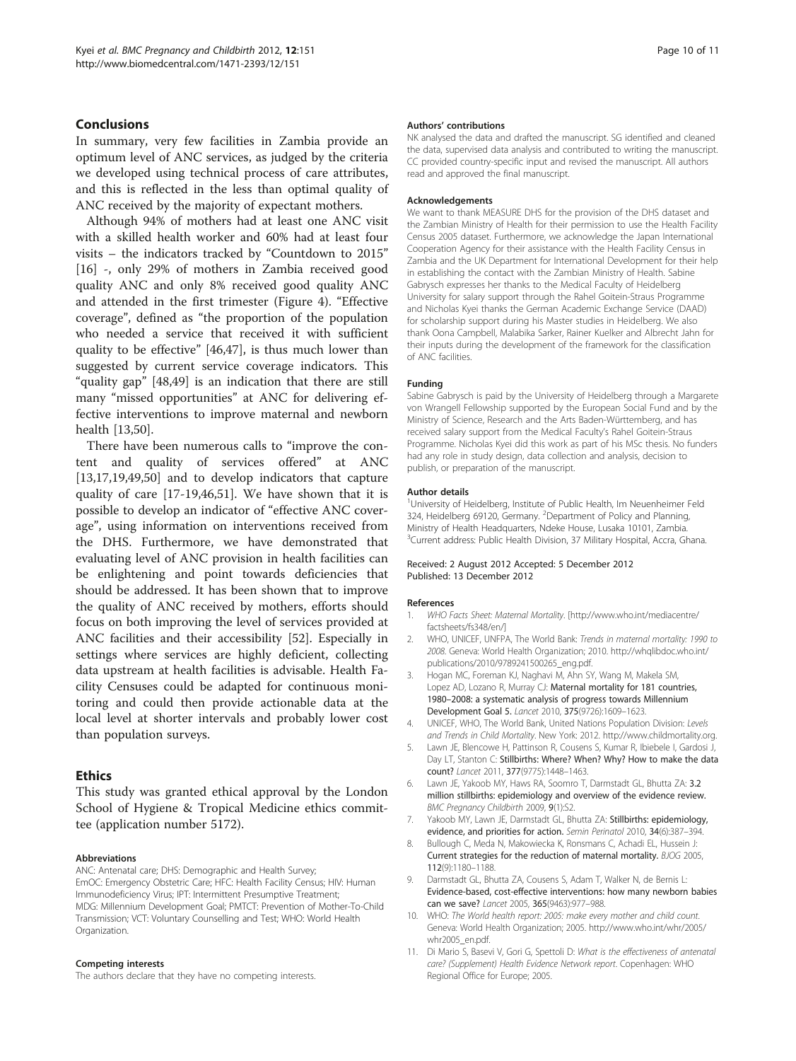## Conclusions

In summary, very few facilities in Zambia provide an optimum level of ANC services, as judged by the criteria we developed using technical process of care attributes, and this is reflected in the less than optimal quality of ANC received by the majority of expectant mothers.

Although 94% of mothers had at least one ANC visit with a skilled health worker and 60% had at least four visits – the indicators tracked by "Countdown to 2015" [16] -, only 29% of mothers in Zambia received good quality ANC and only 8% received good quality ANC and attended in the first trimester (Figure 4). "Effective coverage", defined as "the proportion of the population who needed a service that received it with sufficient quality to be effective" [46,47], is thus much lower than suggested by current service coverage indicators. This "quality gap" [48,49] is an indication that there are still many "missed opportunities" at ANC for delivering effective interventions to improve maternal and newborn health [13,50].

There have been numerous calls to "improve the content and quality of services offered" at ANC [13,17,19,49,50] and to develop indicators that capture quality of care [17-19,46,51]. We have shown that it is possible to develop an indicator of "effective ANC coverage", using information on interventions received from the DHS. Furthermore, we have demonstrated that evaluating level of ANC provision in health facilities can be enlightening and point towards deficiencies that should be addressed. It has been shown that to improve the quality of ANC received by mothers, efforts should focus on both improving the level of services provided at ANC facilities and their accessibility [52]. Especially in settings where services are highly deficient, collecting data upstream at health facilities is advisable. Health Facility Censuses could be adapted for continuous monitoring and could then provide actionable data at the local level at shorter intervals and probably lower cost than population surveys.

## Ethics

This study was granted ethical approval by the London School of Hygiene & Tropical Medicine ethics committee (application number 5172).

#### Abbreviations

ANC: Antenatal care; DHS: Demographic and Health Survey; EmOC: Emergency Obstetric Care; HFC: Health Facility Census; HIV: Human Immunodeficiency Virus; IPT: Intermittent Presumptive Treatment; MDG: Millennium Development Goal; PMTCT: Prevention of Mother-To-Child Transmission; VCT: Voluntary Counselling and Test; WHO: World Health Organization.

#### Competing interests

The authors declare that they have no competing interests.

#### Authors' contributions

NK analysed the data and drafted the manuscript. SG identified and cleaned the data, supervised data analysis and contributed to writing the manuscript. CC provided country-specific input and revised the manuscript. All authors read and approved the final manuscript.

#### Acknowledgements

We want to thank MEASURE DHS for the provision of the DHS dataset and the Zambian Ministry of Health for their permission to use the Health Facility Census 2005 dataset. Furthermore, we acknowledge the Japan International Cooperation Agency for their assistance with the Health Facility Census in Zambia and the UK Department for International Development for their help in establishing the contact with the Zambian Ministry of Health. Sabine Gabrysch expresses her thanks to the Medical Faculty of Heidelberg University for salary support through the Rahel Goitein-Straus Programme and Nicholas Kyei thanks the German Academic Exchange Service (DAAD) for scholarship support during his Master studies in Heidelberg. We also thank Oona Campbell, Malabika Sarker, Rainer Kuelker and Albrecht Jahn for their inputs during the development of the framework for the classification of ANC facilities.

#### Funding

Sabine Gabrysch is paid by the University of Heidelberg through a Margarete von Wrangell Fellowship supported by the European Social Fund and by the Ministry of Science, Research and the Arts Baden-Württemberg, and has received salary support from the Medical Faculty's Rahel Goitein-Straus Programme. Nicholas Kyei did this work as part of his MSc thesis. No funders had any role in study design, data collection and analysis, decision to publish, or preparation of the manuscript.

#### Author details

[1]University of Heidelberg, Institute of Public Health, Im Neuenheimer Feld 324, Heidelberg 69120, Germany. [2]Department of Policy and Planning, Ministry of Health Headquarters, Ndeke House, Lusaka 10101, Zambia. [3]Current address: Public Health Division, 37 Military Hospital, Accra, Ghana.

Received: 2 August 2012 Accepted: 5 December 2012
Published: 13 December 2012

#### References

1. *WHO Facts Sheet: Maternal Mortality*. [http://www.who.int/mediacentre/factsheets/fs348/en/]
2. WHO, UNICEF, UNFPA, The World Bank: *Trends in maternal mortality: 1990 to 2008*. Geneva: World Health Organization; 2010. http://whqlibdoc.who.int/publications/2010/9789241500265_eng.pdf.
3. Hogan MC, Foreman KJ, Naghavi M, Ahn SY, Wang M, Makela SM, Lopez AD, Lozano R, Murray CJ: **Maternal mortality for 181 countries, 1980–2008: a systematic analysis of progress towards Millennium Development Goal 5.** *Lancet* 2010, **375**(9726):1609–1623.
4. UNICEF, WHO, The World Bank, United Nations Population Division: *Levels and Trends in Child Mortality*. New York: 2012. http://www.childmortality.org.
5. Lawn JE, Blencowe H, Pattinson R, Cousens S, Kumar R, Ibiebele I, Gardosi J, Day LT, Stanton C: **Stillbirths: Where? When? Why? How to make the data count?** *Lancet* 2011, **377**(9775):1448–1463.
6. Lawn JE, Yakoob MY, Haws RA, Soomro T, Darmstadt GL, Bhutta ZA: **3.2 million stillbirths: epidemiology and overview of the evidence review.** *BMC Pregnancy Childbirth* 2009, **9**(1):S2.
7. Yakoob MY, Lawn JE, Darmstadt GL, Bhutta ZA: **Stillbirths: epidemiology, evidence, and priorities for action.** *Semin Perinatol* 2010, **34**(6):387–394.
8. Bullough C, Meda N, Makowiecka K, Ronsmans C, Achadi EL, Hussein J: **Current strategies for the reduction of maternal mortality.** *BJOG* 2005, **112**(9):1180–1188.
9. Darmstadt GL, Bhutta ZA, Cousens S, Adam T, Walker N, de Bernis L: **Evidence-based, cost-effective interventions: how many newborn babies can we save?** *Lancet* 2005, **365**(9463):977–988.
10. WHO: *The World health report: 2005: make every mother and child count*. Geneva: World Health Organization; 2005. http://www.who.int/whr/2005/whr2005_en.pdf.
11. Di Mario S, Basevi V, Gori G, Spettoli D: *What is the effectiveness of antenatal care? (Supplement) Health Evidence Network report*. Copenhagen: WHO Regional Office for Europe; 2005.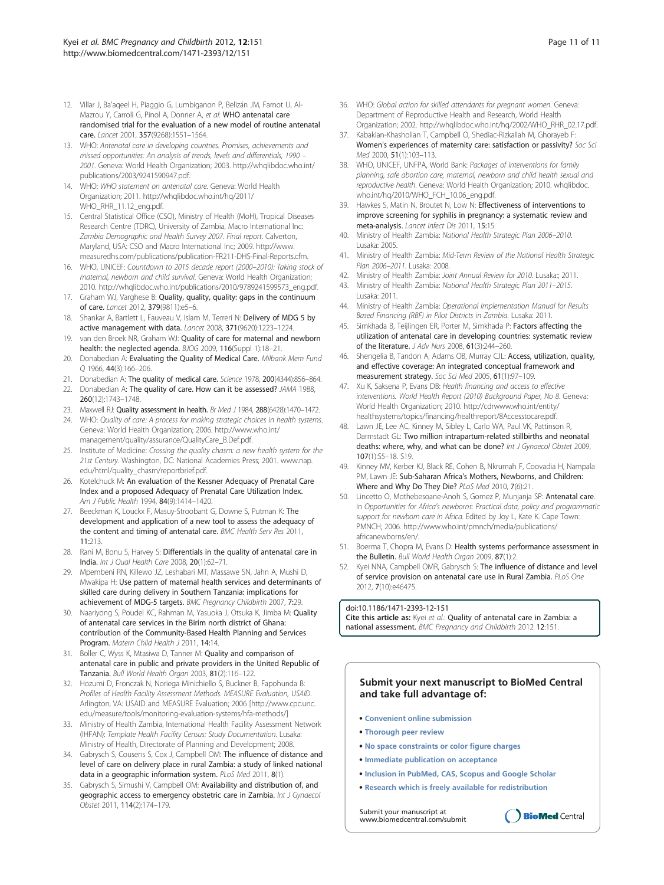12. Villar J, Ba'aqeel H, Piaggio G, Lumbiganon P, Belizán JM, Farnot U, Al-Mazrou Y, Carroli G, Pinol A, Donner A, *et al*: **WHO antenatal care randomised trial for the evaluation of a new model of routine antenatal care.** *Lancet* 2001, **357**(9268):1551–1564.
13. WHO: *Antenatal care in developing countries. Promises, achievements and missed opportunities: An analysis of trends, levels and differentials, 1990 – 2001*. Geneva: World Health Organization; 2003. http://whqlibdoc.who.int/publications/2003/9241590947.pdf.
14. WHO: *WHO statement on antenatal care*. Geneva: World Health Organization; 2011. http://whqlibdoc.who.int/hq/2011/WHO_RHR_11.12_eng.pdf.
15. Central Statistical Office (CSO), Ministry of Health (MoH), Tropical Diseases Research Centre (TDRC), University of Zambia, Macro International Inc: *Zambia Demographic and Health Survey 2007. Final report*. Calverton, Maryland, USA: CSO and Macro International Inc; 2009. http://www.measuredhs.com/publications/publication-FR211-DHS-Final-Reports.cfm.
16. WHO, UNICEF: *Countdown to 2015 decade report (2000–2010): Taking stock of maternal, newborn and child survival*. Geneva: World Health Organization; 2010. http://whqlibdoc.who.int/publications/2010/9789241599573_eng.pdf.
17. Graham WJ, Varghese B: **Quality, quality, quality: gaps in the continuum of care.** *Lancet* 2012, **379**(9811):e5–6.
18. Shankar A, Bartlett L, Fauveau V, Islam M, Terreri N: **Delivery of MDG 5 by active management with data.** *Lancet* 2008, **371**(9620):1223–1224.
19. van den Broek NR, Graham WJ: **Quality of care for maternal and newborn health: the neglected agenda.** *BJOG* 2009, **116**(Suppl 1):18–21.
20. Donabedian A: **Evaluating the Quality of Medical Care.** *Milbank Mem Fund Q* 1966, **44**(3):166–206.
21. Donabedian A: **The quality of medical care.** *Science* 1978, **200**(4344):856–864.
22. Donabedian A: **The quality of care. How can it be assessed?** *JAMA* 1988, **260**(12):1743–1748.
23. Maxwell RJ: **Quality assessment in health.** *Br Med J* 1984, **288**(6428):1470–1472.
24. WHO: *Quality of care: A process for making strategic choices in health systems*. Geneva: World Health Organization; 2006. http://www.who.int/management/quality/assurance/QualityCare_B.Def.pdf.
25. Institute of Medicine: *Crossing the quality chasm: a new health system for the 21st Century*. Washington, DC: National Academies Press; 2001. www.nap.edu/html/quality_chasm/reportbrief.pdf.
26. Kotelchuck M: **An evaluation of the Kessner Adequacy of Prenatal Care Index and a proposed Adequacy of Prenatal Care Utilization Index.** *Am J Public Health* 1994, **84**(9):1414–1420.
27. Beeckman K, Louckx F, Masuy-Stroobant G, Downe S, Putman K: **The development and application of a new tool to assess the adequacy of the content and timing of antenatal care.** *BMC Health Serv Res* 2011, **11**:213.
28. Rani M, Bonu S, Harvey S: **Differentials in the quality of antenatal care in India.** *Int J Qual Health Care* 2008, **20**(1):62–71.
29. Mpembeni RN, Killewo JZ, Leshabari MT, Massawe SN, Jahn A, Mushi D, Mwakipa H: **Use pattern of maternal health services and determinants of skilled care during delivery in Southern Tanzania: implications for achievement of MDG-5 targets.** *BMC Pregnancy Childbirth* 2007, **7**:29.
30. Naariyong S, Poudel KC, Rahman M, Yasuoka J, Otsuka K, Jimba M: **Quality of antenatal care services in the Birim north district of Ghana: contribution of the Community-Based Health Planning and Services Program.** *Matern Child Health J* 2011, **14**:14.
31. Boller C, Wyss K, Mtasiwa D, Tanner M: **Quality and comparison of antenatal care in public and private providers in the United Republic of Tanzania.** *Bull World Health Organ* 2003, **81**(2):116–122.
32. Hozumi D, Fronczak N, Noriega Minichiello S, Buckner B, Fapohunda B: *Profiles of Health Facility Assessment Methods. MEASURE Evaluation, USAID*. Arlington, VA: USAID and MEASURE Evaluation; 2006 [http://www.cpc.unc.edu/measure/tools/monitoring-evaluation-systems/hfa-methods/]
33. Ministry of Health Zambia, International Health Facility Assessment Network (IHFAN): *Template Health Facility Census: Study Documentation*. Lusaka: Ministry of Health, Directorate of Planning and Development; 2008.
34. Gabrysch S, Cousens S, Cox J, Campbell OM: **The influence of distance and level of care on delivery place in rural Zambia: a study of linked national data in a geographic information system.** *PLoS Med* 2011, **8**(1).
35. Gabrysch S, Simushi V, Campbell OM: **Availability and distribution of, and geographic access to emergency obstetric care in Zambia.** *Int J Gynaecol Obstet* 2011, **114**(2):174–179.
36. WHO: *Global action for skilled attendants for pregnant women*. Geneva: Department of Reproductive Health and Research, World Health Organization; 2002. http://whqlibdoc.who.int/hq/2002/WHO_RHR_02.17.pdf.
37. Kabakian-Khasholian T, Campbell O, Shediac-Rizkallah M, Ghorayeb F: **Women's experiences of maternity care: satisfaction or passivity?** *Soc Sci Med* 2000, **51**(1):103–113.
38. WHO, UNICEF, UNFPA, World Bank: *Packages of interventions for family planning, safe abortion care, maternal, newborn and child health sexual and reproductive health*. Geneva: World Health Organization; 2010. whqlibdoc.who.int/hq/2010/WHO_FCH_10.06_eng.pdf.
39. Hawkes S, Matin N, Broutet N, Low N: **Effectiveness of interventions to improve screening for syphilis in pregnancy: a systematic review and meta-analysis.** *Lancet Infect Dis* 2011, **15**:15.
40. Ministry of Health Zambia: *National Health Strategic Plan 2006–2010*. Lusaka: 2005.
41. Ministry of Health Zambia: *Mid-Term Review of the National Health Strategic Plan 2006–2011*. Lusaka: 2008.
42. Ministry of Health Zambia: *Joint Annual Review for 2010*. Lusaka:; 2011.
43. Ministry of Health Zambia: *National Health Strategic Plan 2011–2015*. Lusaka: 2011.
44. Ministry of Health Zambia: *Operational Implementation Manual for Results Based Financing (RBF) in Pilot Districts in Zambia*. Lusaka: 2011.
45. Simkhada B, Teijlingen ER, Porter M, Simkhada P: **Factors affecting the utilization of antenatal care in developing countries: systematic review of the literature.** *J Adv Nurs* 2008, **61**(3):244–260.
46. Shengelia B, Tandon A, Adams OB, Murray CJL: **Access, utilization, quality, and effective coverage: An integrated conceptual framework and measurement strategy.** *Soc Sci Med* 2005, **61**(1):97–109.
47. Xu K, Saksena P, Evans DB: *Health financing and access to effective interventions. World Health Report (2010) Background Paper, No 8*. Geneva: World Health Organization; 2010. http://cdrwww.who.int/entity/healthsystems/topics/financing/healthreport/8Accesstocare.pdf.
48. Lawn JE, Lee AC, Kinney M, Sibley L, Carlo WA, Paul VK, Pattinson R, Darmstadt GL: **Two million intrapartum-related stillbirths and neonatal deaths: where, why, and what can be done?** *Int J Gynaecol Obstet* 2009, **107**(1):S5–18. S19.
49. Kinney MV, Kerber KJ, Black RE, Cohen B, Nkrumah F, Coovadia H, Nampala PM, Lawn JE: **Sub-Saharan Africa's Mothers, Newborns, and Children: Where and Why Do They Die?** *PLoS Med* 2010, **7**(6):21.
50. Lincetto O, Mothebesoane-Anoh S, Gomez P, Munjanja SP: **Antenatal care.** In *Opportunities for Africa's newborns: Practical data, policy and programmatic support for newborn care in Africa*. Edited by Joy L, Kate K. Cape Town: PMNCH; 2006. http://www.who.int/pmnch/media/publications/africanewborns/en/.
51. Boerma T, Chopra M, Evans D: **Health systems performance assessment in the Bulletin.** *Bull World Health Organ* 2009, **87**(1):2.
52. Kyei NNA, Campbell OMR, Gabrysch S: **The influence of distance and level of service provision on antenatal care use in Rural Zambia.** *PLoS One* 2012, **7**(10):e46475.

doi:10.1186/1471-2393-12-151
**Cite this article as:** Kyei *et al.*: Quality of antenatal care in Zambia: a national assessment. *BMC Pregnancy and Childbirth* 2012 **12**:151.

**Submit your next manuscript to BioMed Central and take full advantage of:**

- **Convenient online submission**
- **Thorough peer review**
- **No space constraints or color figure charges**
- **Immediate publication on acceptance**
- **Inclusion in PubMed, CAS, Scopus and Google Scholar**
- **Research which is freely available for redistribution**

Submit your manuscript at
www.biomedcentral.com/submit

BioMed Central